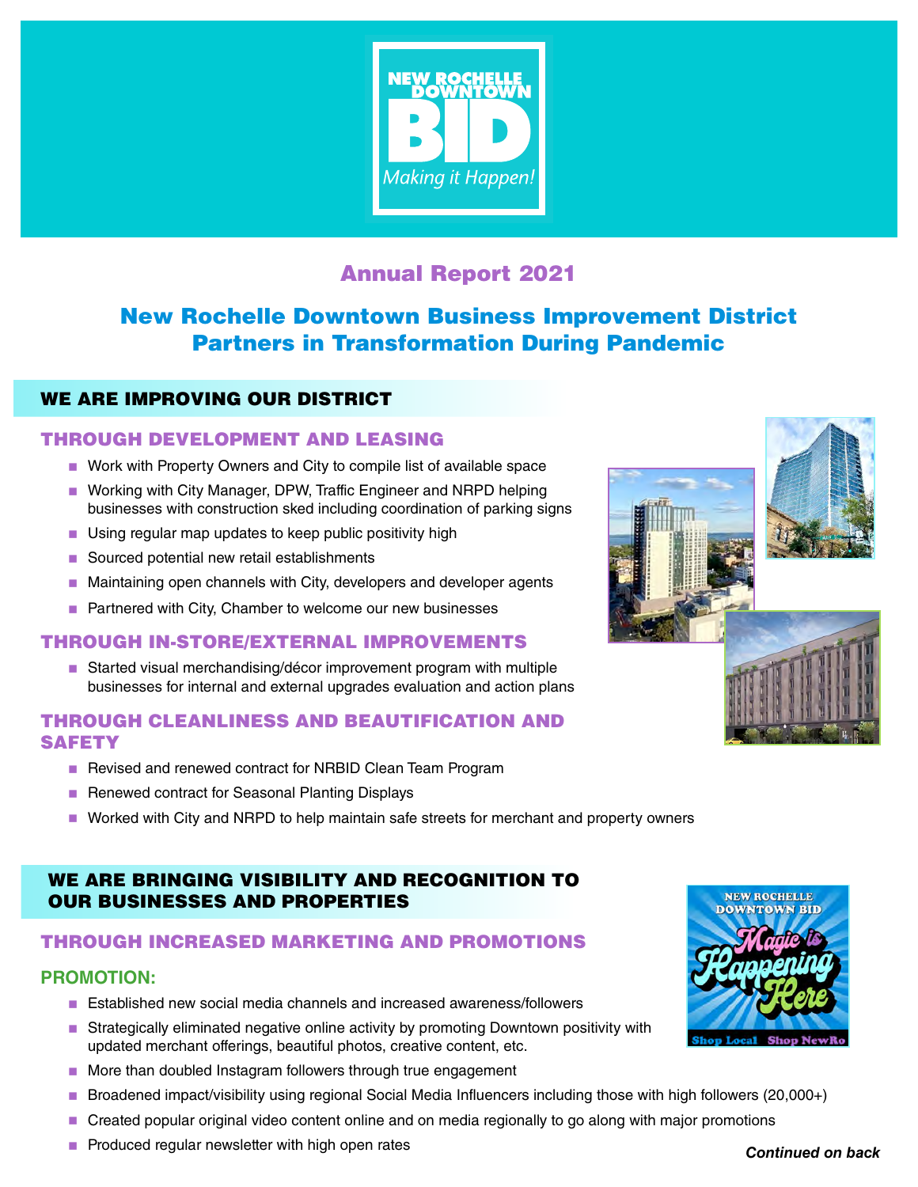NEW ROCHELLE DOWNTOWN

BID

*Making it Happen!*

# Annual Report 2021

## New Rochelle Downtown Business Improvement District Partners in Transformation During Pandemic

## WE ARE IMPROVING OUR DISTRICT

### THROUGH DEVELOPMENT AND LEASING

- Work with Property Owners and City to compile list of available space
- Working with City Manager, DPW, Traffic Engineer and NRPD helping businesses with construction sked including coordination of parking signs
- Using regular map updates to keep public positivity high
- Sourced potential new retail establishments
- Maintaining open channels with City, developers and developer agents
- Partnered with City, Chamber to welcome our new businesses

### THROUGH IN-STORE/EXTERNAL IMPROVEMENTS

- Started visual merchandising/décor improvement program with multiple businesses for internal and external upgrades evaluation and action plans

### THROUGH CLEANLINESS AND BEAUTIFICATION AND SAFETY

- Revised and renewed contract for NRBID Clean Team Program
- Renewed contract for Seasonal Planting Displays
- Worked with City and NRPD to help maintain safe streets for merchant and property owners

## WE ARE BRINGING VISIBILITY AND RECOGNITION TO OUR BUSINESSES AND PROPERTIES

### THROUGH INCREASED MARKETING AND PROMOTIONS

NEW ROCHELLE DOWNTOWN BID

Magic is Happening Here

Shop Local Shop NewRo

#### PROMOTION:

- Established new social media channels and increased awareness/followers
- Strategically eliminated negative online activity by promoting Downtown positivity with updated merchant offerings, beautiful photos, creative content, etc.
- More than doubled Instagram followers through true engagement
- Broadened impact/visibility using regional Social Media Influencers including those with high followers (20,000+)
- Created popular original video content online and on media regionally to go along with major promotions
- Produced regular newsletter with high open rates

***Continued on back***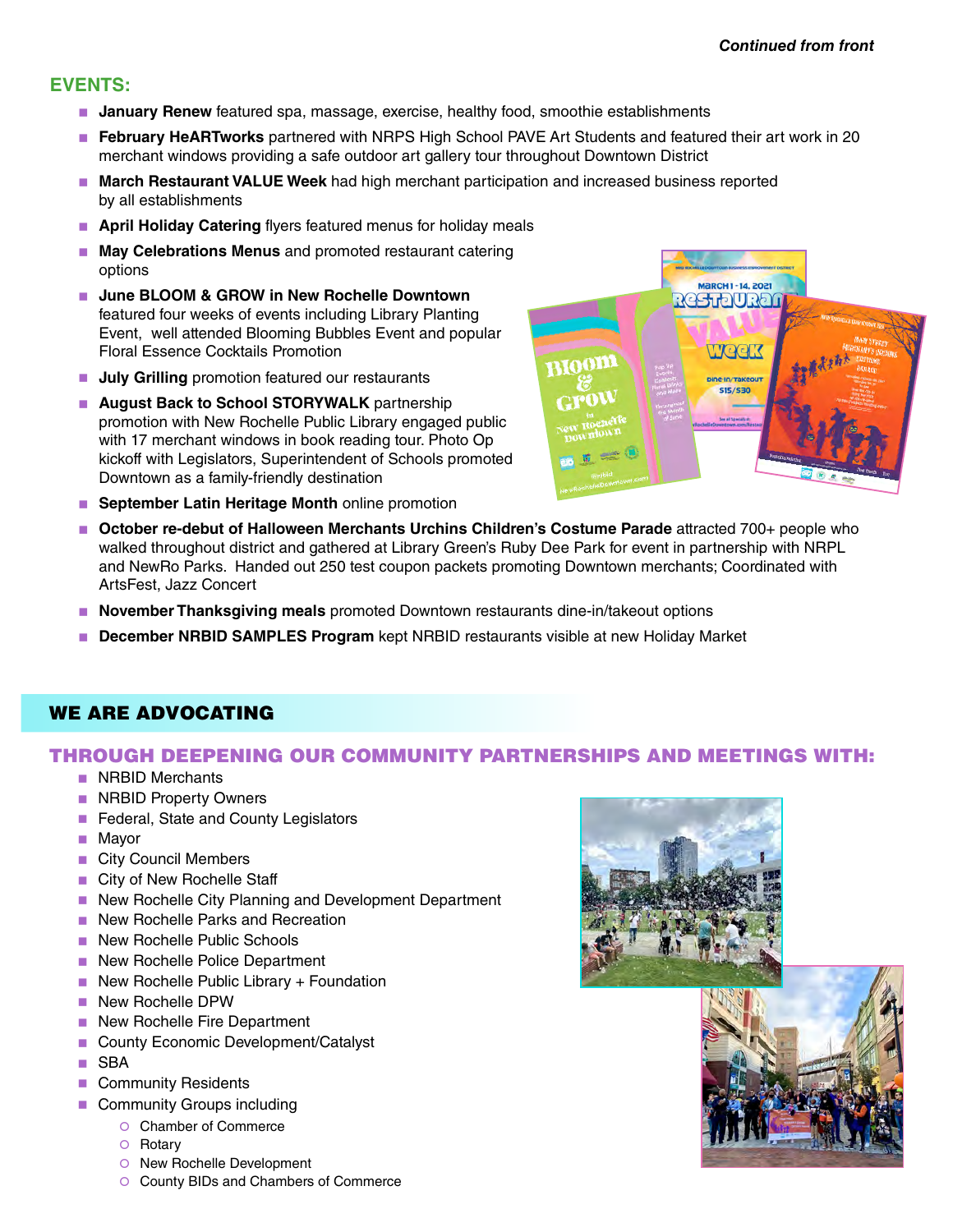*Continued from front*

## EVENTS:

- **January Renew** featured spa, massage, exercise, healthy food, smoothie establishments
- **February HeARTworks** partnered with NRPS High School PAVE Art Students and featured their art work in 20 merchant windows providing a safe outdoor art gallery tour throughout Downtown District
- **March Restaurant VALUE Week** had high merchant participation and increased business reported by all establishments
- **April Holiday Catering** flyers featured menus for holiday meals
- **May Celebrations Menus** and promoted restaurant catering options
- **June BLOOM & GROW in New Rochelle Downtown** featured four weeks of events including Library Planting Event, well attended Blooming Bubbles Event and popular Floral Essence Cocktails Promotion
- **July Grilling** promotion featured our restaurants
- **August Back to School STORYWALK** partnership promotion with New Rochelle Public Library engaged public with 17 merchant windows in book reading tour. Photo Op kickoff with Legislators, Superintendent of Schools promoted Downtown as a family-friendly destination
- **September Latin Heritage Month** online promotion
- **October re-debut of Halloween Merchants Urchins Children's Costume Parade** attracted 700+ people who walked throughout district and gathered at Library Green's Ruby Dee Park for event in partnership with NRPL and NewRo Parks. Handed out 250 test coupon packets promoting Downtown merchants; Coordinated with ArtsFest, Jazz Concert
- **November Thanksgiving meals** promoted Downtown restaurants dine-in/takeout options
- **December NRBID SAMPLES Program** kept NRBID restaurants visible at new Holiday Market

## WE ARE ADVOCATING

### THROUGH DEEPENING OUR COMMUNITY PARTNERSHIPS AND MEETINGS WITH:

- NRBID Merchants
- NRBID Property Owners
- Federal, State and County Legislators
- Mayor
- City Council Members
- City of New Rochelle Staff
- New Rochelle City Planning and Development Department
- New Rochelle Parks and Recreation
- New Rochelle Public Schools
- New Rochelle Police Department
- New Rochelle Public Library + Foundation
- New Rochelle DPW
- New Rochelle Fire Department
- County Economic Development/Catalyst
- SBA
- Community Residents
- Community Groups including
  - Chamber of Commerce
  - Rotary
  - New Rochelle Development
  - County BIDs and Chambers of Commerce